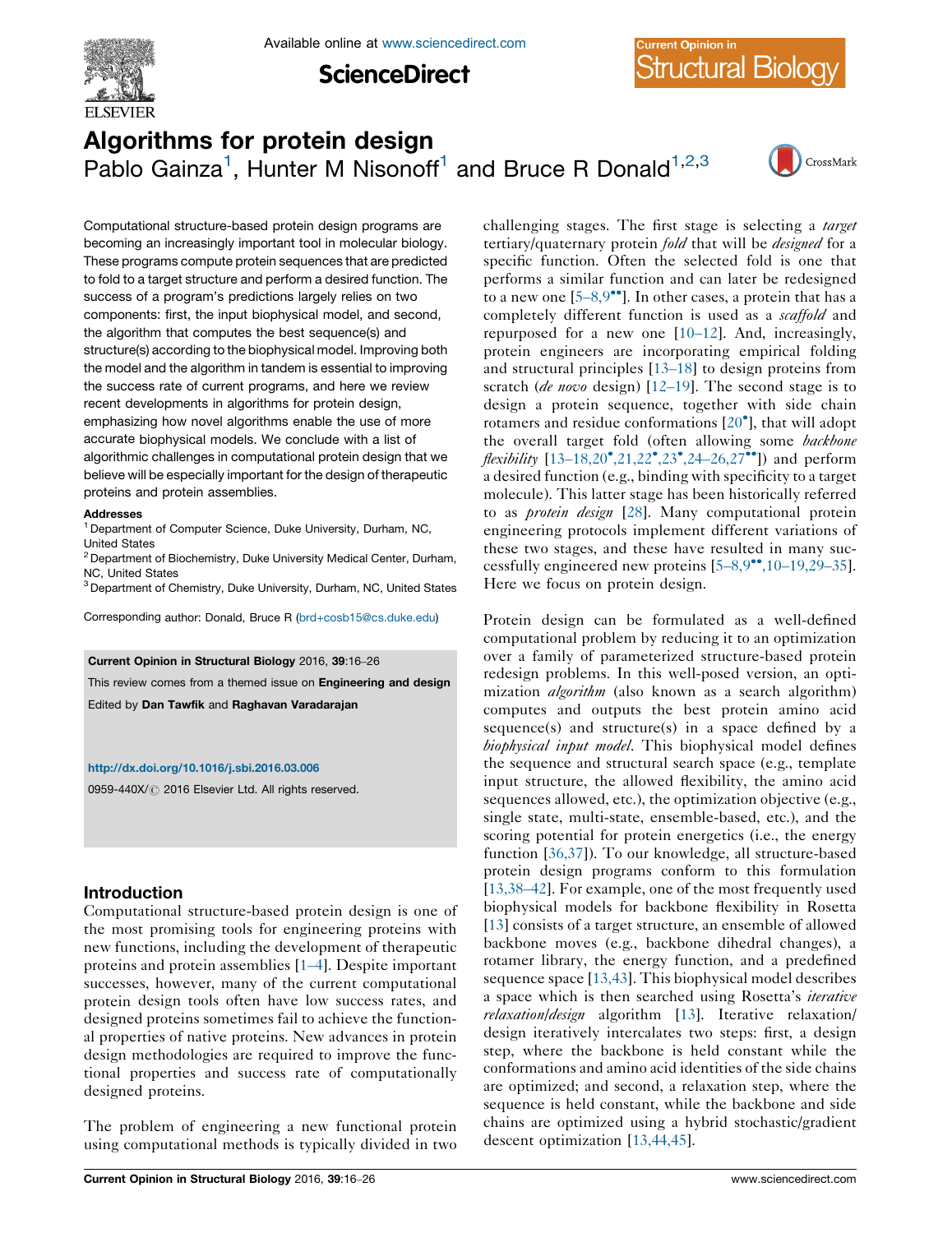# Algorithms for protein design

Pablo Gainza[1], Hunter M Nisonoff[1] and Bruce R Donald[1,2,3]

Computational structure-based protein design programs are becoming an increasingly important tool in molecular biology. These programs compute protein sequences that are predicted to fold to a target structure and perform a desired function. The success of a program's predictions largely relies on two components: first, the input biophysical model, and second, the algorithm that computes the best sequence(s) and structure(s) according to the biophysical model. Improving both the model and the algorithm in tandem is essential to improving the success rate of current programs, and here we review recent developments in algorithms for protein design, emphasizing how novel algorithms enable the use of more accurate biophysical models. We conclude with a list of algorithmic challenges in computational protein design that we believe will be especially important for the design of therapeutic proteins and protein assemblies.

**Addresses**

[1] Department of Computer Science, Duke University, Durham, NC, United States

[2] Department of Biochemistry, Duke University Medical Center, Durham, NC, United States

[3] Department of Chemistry, Duke University, Durham, NC, United States

Corresponding author: Donald, Bruce R (brd+cosb15@cs.duke.edu)

**Current Opinion in Structural Biology** 2016, **39**:16–26

This review comes from a themed issue on **Engineering and design**

Edited by **Dan Tawfik** and **Raghavan Varadarajan**

http://dx.doi.org/10.1016/j.sbi.2016.03.006

0959-440X/© 2016 Elsevier Ltd. All rights reserved.

## Introduction

Computational structure-based protein design is one of the most promising tools for engineering proteins with new functions, including the development of therapeutic proteins and protein assemblies [1–4]. Despite important successes, however, many of the current computational protein design tools often have low success rates, and designed proteins sometimes fail to achieve the functional properties of native proteins. New advances in protein design methodologies are required to improve the functional properties and success rate of computationally designed proteins.

The problem of engineering a new functional protein using computational methods is typically divided in two challenging stages. The first stage is selecting a *target* tertiary/quaternary protein *fold* that will be *designed* for a specific function. Often the selected fold is one that performs a similar function and can later be redesigned to a new one [5–8,9••]. In other cases, a protein that has a completely different function is used as a *scaffold* and repurposed for a new one [10–12]. And, increasingly, protein engineers are incorporating empirical folding and structural principles [13–18] to design proteins from scratch (*de novo* design) [12–19]. The second stage is to design a protein sequence, together with side chain rotamers and residue conformations [20•], that will adopt the overall target fold (often allowing some *backbone flexibility* [13–18,20•,21,22•,23•,24–26,27••]) and perform a desired function (e.g., binding with specificity to a target molecule). This latter stage has been historically referred to as *protein design* [28]. Many computational protein engineering protocols implement different variations of these two stages, and these have resulted in many successfully engineered new proteins [5–8,9••,10–19,29–35]. Here we focus on protein design.

Protein design can be formulated as a well-defined computational problem by reducing it to an optimization over a family of parameterized structure-based protein redesign problems. In this well-posed version, an optimization *algorithm* (also known as a search algorithm) computes and outputs the best protein amino acid sequence(s) and structure(s) in a space defined by a *biophysical input model*. This biophysical model defines the sequence and structural search space (e.g., template input structure, the allowed flexibility, the amino acid sequences allowed, etc.), the optimization objective (e.g., single state, multi-state, ensemble-based, etc.), and the scoring potential for protein energetics (i.e., the energy function [36,37]). To our knowledge, all structure-based protein design programs conform to this formulation [13,38–42]. For example, one of the most frequently used biophysical models for backbone flexibility in Rosetta [13] consists of a target structure, an ensemble of allowed backbone moves (e.g., backbone dihedral changes), a rotamer library, the energy function, and a predefined sequence space [13,43]. This biophysical model describes a space which is then searched using Rosetta's *iterative relaxation/design* algorithm [13]. Iterative relaxation/design iteratively intercalates two steps: first, a design step, where the backbone is held constant while the conformations and amino acid identities of the side chains are optimized; and second, a relaxation step, where the sequence is held constant, while the backbone and side chains are optimized using a hybrid stochastic/gradient descent optimization [13,44,45].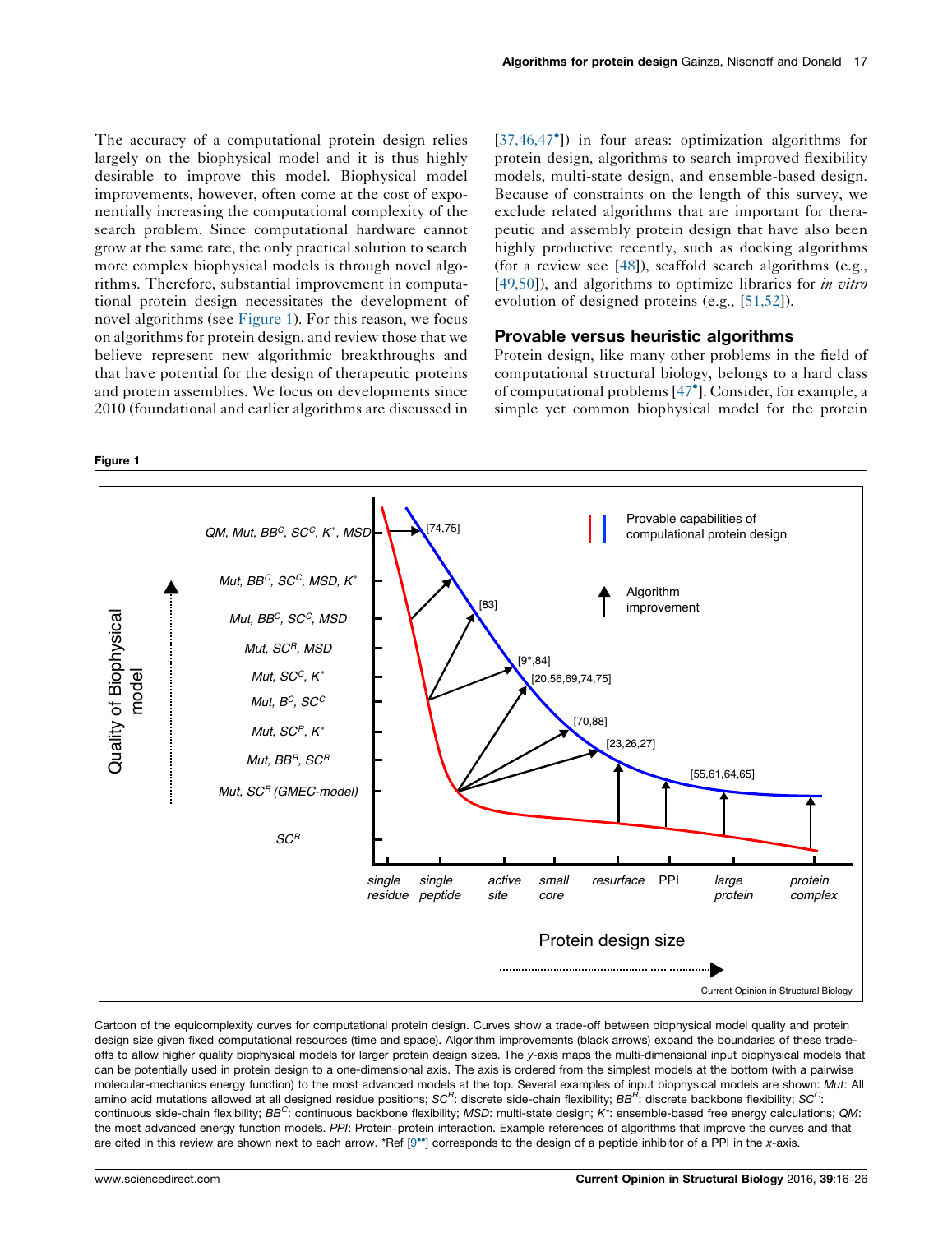The accuracy of a computational protein design relies largely on the biophysical model and it is thus highly desirable to improve this model. Biophysical model improvements, however, often come at the cost of exponentially increasing the computational complexity of the search problem. Since computational hardware cannot grow at the same rate, the only practical solution to search more complex biophysical models is through novel algorithms. Therefore, substantial improvement in computational protein design necessitates the development of novel algorithms (see Figure 1). For this reason, we focus on algorithms for protein design, and review those that we believe represent new algorithmic breakthroughs and that have potential for the design of therapeutic proteins and protein assemblies. We focus on developments since 2010 (foundational and earlier algorithms are discussed in [37,46,47•]) in four areas: optimization algorithms for protein design, algorithms to search improved flexibility models, multi-state design, and ensemble-based design. Because of constraints on the length of this survey, we exclude related algorithms that are important for therapeutic and assembly protein design that have also been highly productive recently, such as docking algorithms (for a review see [48]), scaffold search algorithms (e.g., [49,50]), and algorithms to optimize libraries for *in vitro* evolution of designed proteins (e.g., [51,52]).

## Provable versus heuristic algorithms

Protein design, like many other problems in the field of computational structural biology, belongs to a hard class of computational problems [47•]. Consider, for example, a simple yet common biophysical model for the protein

**Figure 1**

Quality of Biophysical model

QM, Mut, $BB^C$, $SC^C$, $K^*$, MSD

Mut, $BB^C$, $SC^C$, MSD, $K^*$

Mut, $BB^C$, $SC^C$, MSD

Mut, $SC^R$, MSD

Mut, $SC^C$, $K^*$

Mut, $B^C$, $SC^C$

Mut, $SC^R$, $K^*$

Mut, $BB^R$, $SC^R$

Mut, $SC^R$ (GMEC-model)

$SC^R$

Provable capabilities of compulational protein design

Algorithm improvement

[74,75]

[83]

[9*,84]

[20,56,69,74,75]

[70,88]

[23,26,27]

[55,61,64,65]

single residue

single peptide

active site

small core

resurface

PPI

large protein

protein complex

Protein design size

Cartoon of the equicomplexity curves for computational protein design. Curves show a trade-off between biophysical model quality and protein design size given fixed computational resources (time and space). Algorithm improvements (black arrows) expand the boundaries of these trade-offs to allow higher quality biophysical models for larger protein design sizes. The *y*-axis maps the multi-dimensional input biophysical models that can be potentially used in protein design to a one-dimensional axis. The axis is ordered from the simplest models at the bottom (with a pairwise molecular-mechanics energy function) to the most advanced models at the top. Several examples of input biophysical models are shown: *Mut*: All amino acid mutations allowed at all designed residue positions; $SC^R$: discrete side-chain flexibility; $BB^R$: discrete backbone flexibility; $SC^C$: continuous side-chain flexibility; $BB^C$: continuous backbone flexibility; *MSD*: multi-state design; $K^*$: ensemble-based free energy calculations; *QM*: the most advanced energy function models. *PPI*: Protein–protein interaction. Example references of algorithms that improve the curves and that are cited in this review are shown next to each arrow. *Ref [9••] corresponds to the design of a peptide inhibitor of a PPI in the *x*-axis.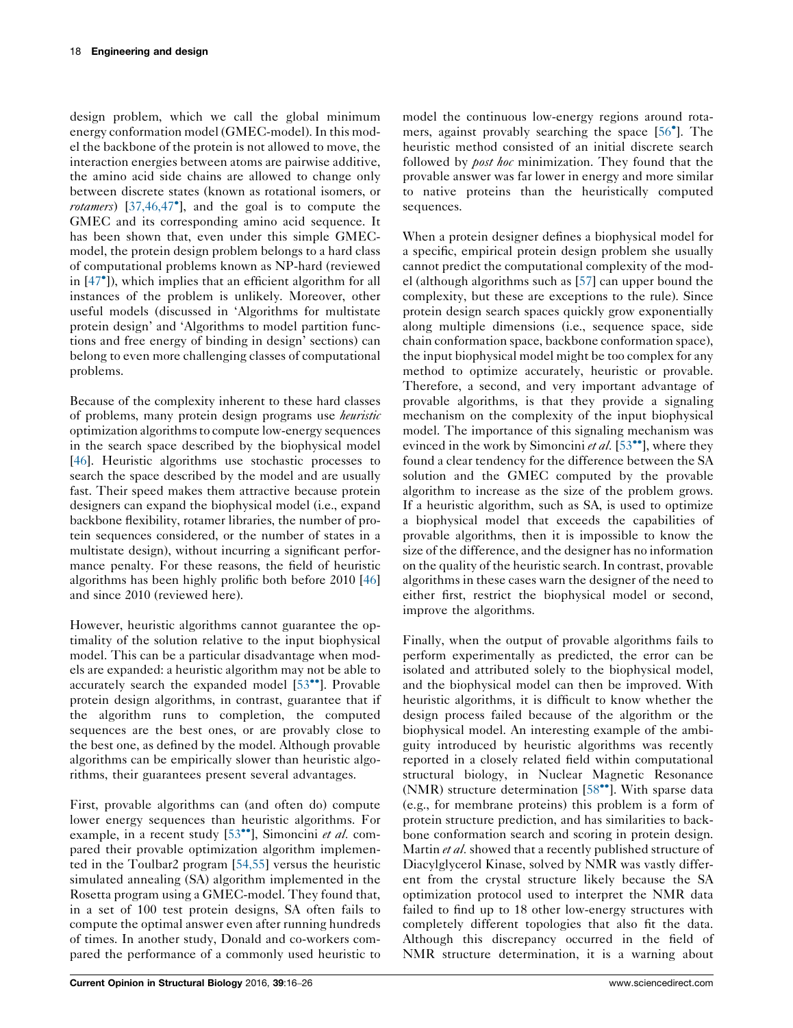design problem, which we call the global minimum energy conformation model (GMEC-model). In this model the backbone of the protein is not allowed to move, the interaction energies between atoms are pairwise additive, the amino acid side chains are allowed to change only between discrete states (known as rotational isomers, or *rotamers*) [37,46,47•], and the goal is to compute the GMEC and its corresponding amino acid sequence. It has been shown that, even under this simple GMEC-model, the protein design problem belongs to a hard class of computational problems known as NP-hard (reviewed in [47•]), which implies that an efficient algorithm for all instances of the problem is unlikely. Moreover, other useful models (discussed in 'Algorithms for multistate protein design' and 'Algorithms to model partition functions and free energy of binding in design' sections) can belong to even more challenging classes of computational problems.

Because of the complexity inherent to these hard classes of problems, many protein design programs use *heuristic* optimization algorithms to compute low-energy sequences in the search space described by the biophysical model [46]. Heuristic algorithms use stochastic processes to search the space described by the model and are usually fast. Their speed makes them attractive because protein designers can expand the biophysical model (i.e., expand backbone flexibility, rotamer libraries, the number of protein sequences considered, or the number of states in a multistate design), without incurring a significant performance penalty. For these reasons, the field of heuristic algorithms has been highly prolific both before 2010 [46] and since 2010 (reviewed here).

However, heuristic algorithms cannot guarantee the optimality of the solution relative to the input biophysical model. This can be a particular disadvantage when models are expanded: a heuristic algorithm may not be able to accurately search the expanded model [53••]. Provable protein design algorithms, in contrast, guarantee that if the algorithm runs to completion, the computed sequences are the best ones, or are provably close to the best one, as defined by the model. Although provable algorithms can be empirically slower than heuristic algorithms, their guarantees present several advantages.

First, provable algorithms can (and often do) compute lower energy sequences than heuristic algorithms. For example, in a recent study [53••], Simoncini *et al.* compared their provable optimization algorithm implemented in the Toulbar2 program [54,55] versus the heuristic simulated annealing (SA) algorithm implemented in the Rosetta program using a GMEC-model. They found that, in a set of 100 test protein designs, SA often fails to compute the optimal answer even after running hundreds of times. In another study, Donald and co-workers compared the performance of a commonly used heuristic to model the continuous low-energy regions around rotamers, against provably searching the space [56•]. The heuristic method consisted of an initial discrete search followed by *post hoc* minimization. They found that the provable answer was far lower in energy and more similar to native proteins than the heuristically computed sequences.

When a protein designer defines a biophysical model for a specific, empirical protein design problem she usually cannot predict the computational complexity of the model (although algorithms such as [57] can upper bound the complexity, but these are exceptions to the rule). Since protein design search spaces quickly grow exponentially along multiple dimensions (i.e., sequence space, side chain conformation space, backbone conformation space), the input biophysical model might be too complex for any method to optimize accurately, heuristic or provable. Therefore, a second, and very important advantage of provable algorithms, is that they provide a signaling mechanism on the complexity of the input biophysical model. The importance of this signaling mechanism was evinced in the work by Simoncini *et al.* [53••], where they found a clear tendency for the difference between the SA solution and the GMEC computed by the provable algorithm to increase as the size of the problem grows. If a heuristic algorithm, such as SA, is used to optimize a biophysical model that exceeds the capabilities of provable algorithms, then it is impossible to know the size of the difference, and the designer has no information on the quality of the heuristic search. In contrast, provable algorithms in these cases warn the designer of the need to either first, restrict the biophysical model or second, improve the algorithms.

Finally, when the output of provable algorithms fails to perform experimentally as predicted, the error can be isolated and attributed solely to the biophysical model, and the biophysical model can then be improved. With heuristic algorithms, it is difficult to know whether the design process failed because of the algorithm or the biophysical model. An interesting example of the ambiguity introduced by heuristic algorithms was recently reported in a closely related field within computational structural biology, in Nuclear Magnetic Resonance (NMR) structure determination [58••]. With sparse data (e.g., for membrane proteins) this problem is a form of protein structure prediction, and has similarities to backbone conformation search and scoring in protein design. Martin *et al.* showed that a recently published structure of Diacylglycerol Kinase, solved by NMR was vastly different from the crystal structure likely because the SA optimization protocol used to interpret the NMR data failed to find up to 18 other low-energy structures with completely different topologies that also fit the data. Although this discrepancy occurred in the field of NMR structure determination, it is a warning about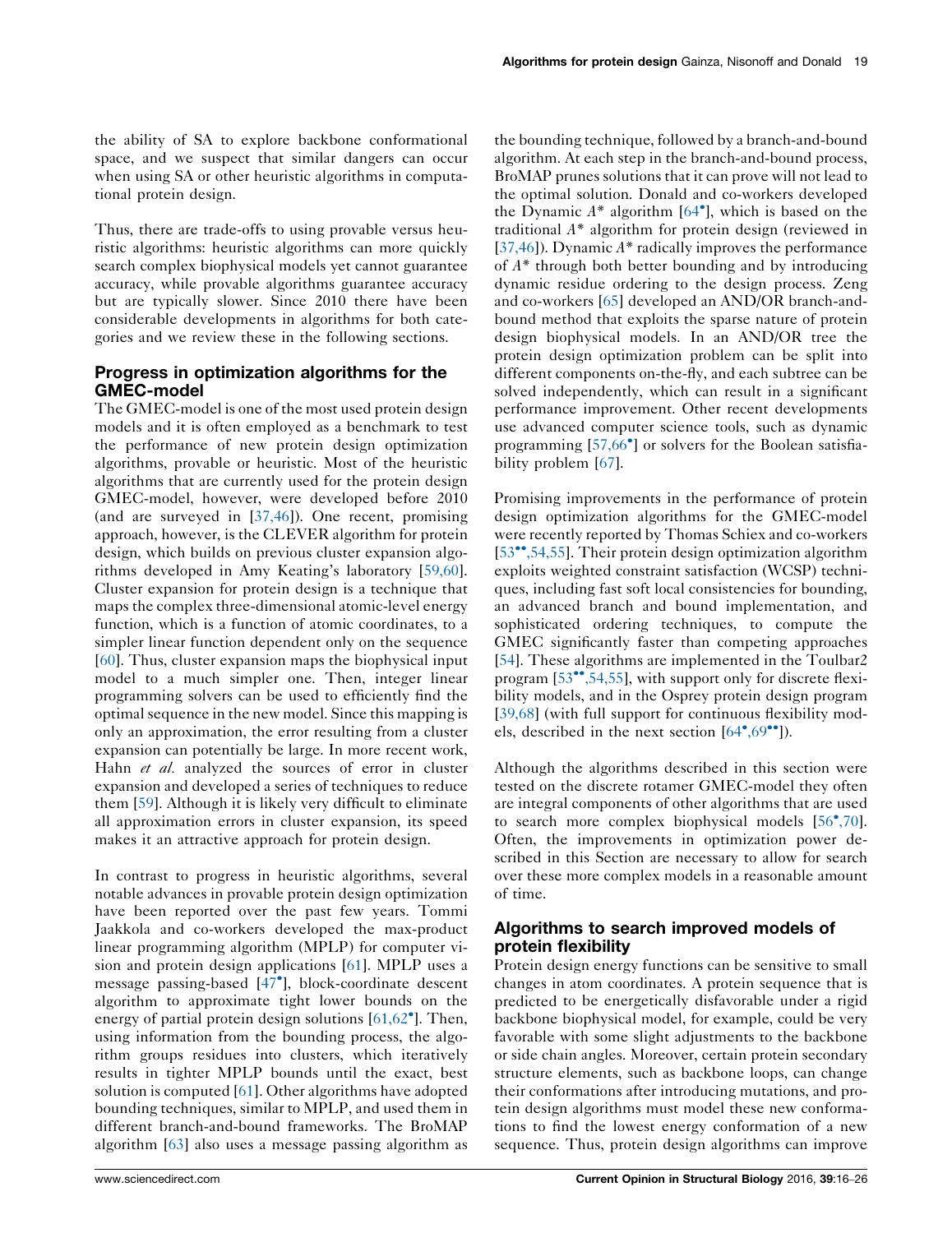the ability of SA to explore backbone conformational space, and we suspect that similar dangers can occur when using SA or other heuristic algorithms in computational protein design.

Thus, there are trade-offs to using provable versus heuristic algorithms: heuristic algorithms can more quickly search complex biophysical models yet cannot guarantee accuracy, while provable algorithms guarantee accuracy but are typically slower. Since 2010 there have been considerable developments in algorithms for both categories and we review these in the following sections.

## Progress in optimization algorithms for the GMEC-model

The GMEC-model is one of the most used protein design models and it is often employed as a benchmark to test the performance of new protein design optimization algorithms, provable or heuristic. Most of the heuristic algorithms that are currently used for the protein design GMEC-model, however, were developed before 2010 (and are surveyed in [37,46]). One recent, promising approach, however, is the CLEVER algorithm for protein design, which builds on previous cluster expansion algorithms developed in Amy Keating's laboratory [59,60]. Cluster expansion for protein design is a technique that maps the complex three-dimensional atomic-level energy function, which is a function of atomic coordinates, to a simpler linear function dependent only on the sequence [60]. Thus, cluster expansion maps the biophysical input model to a much simpler one. Then, integer linear programming solvers can be used to efficiently find the optimal sequence in the new model. Since this mapping is only an approximation, the error resulting from a cluster expansion can potentially be large. In more recent work, Hahn *et al.* analyzed the sources of error in cluster expansion and developed a series of techniques to reduce them [59]. Although it is likely very difficult to eliminate all approximation errors in cluster expansion, its speed makes it an attractive approach for protein design.

In contrast to progress in heuristic algorithms, several notable advances in provable protein design optimization have been reported over the past few years. Tommi Jaakkola and co-workers developed the max-product linear programming algorithm (MPLP) for computer vision and protein design applications [61]. MPLP uses a message passing-based [47•], block-coordinate descent algorithm to approximate tight lower bounds on the energy of partial protein design solutions [61,62•]. Then, using information from the bounding process, the algorithm groups residues into clusters, which iteratively results in tighter MPLP bounds until the exact, best solution is computed [61]. Other algorithms have adopted bounding techniques, similar to MPLP, and used them in different branch-and-bound frameworks. The BroMAP algorithm [63] also uses a message passing algorithm as the bounding technique, followed by a branch-and-bound algorithm. At each step in the branch-and-bound process, BroMAP prunes solutions that it can prove will not lead to the optimal solution. Donald and co-workers developed the Dynamic $A^*$ algorithm [64•], which is based on the traditional $A^*$ algorithm for protein design (reviewed in [37,46]). Dynamic $A^*$ radically improves the performance of $A^*$ through both better bounding and by introducing dynamic residue ordering to the design process. Zeng and co-workers [65] developed an AND/OR branch-and-bound method that exploits the sparse nature of protein design biophysical models. In an AND/OR tree the protein design optimization problem can be split into different components on-the-fly, and each subtree can be solved independently, which can result in a significant performance improvement. Other recent developments use advanced computer science tools, such as dynamic programming [57,66•] or solvers for the Boolean satisfiability problem [67].

Promising improvements in the performance of protein design optimization algorithms for the GMEC-model were recently reported by Thomas Schiex and co-workers [53••,54,55]. Their protein design optimization algorithm exploits weighted constraint satisfaction (WCSP) techniques, including fast soft local consistencies for bounding, an advanced branch and bound implementation, and sophisticated ordering techniques, to compute the GMEC significantly faster than competing approaches [54]. These algorithms are implemented in the Toulbar2 program [53••,54,55], with support only for discrete flexibility models, and in the Osprey protein design program [39,68] (with full support for continuous flexibility models, described in the next section [64•,69••]).

Although the algorithms described in this section were tested on the discrete rotamer GMEC-model they often are integral components of other algorithms that are used to search more complex biophysical models [56•,70]. Often, the improvements in optimization power described in this Section are necessary to allow for search over these more complex models in a reasonable amount of time.

## Algorithms to search improved models of protein flexibility

Protein design energy functions can be sensitive to small changes in atom coordinates. A protein sequence that is predicted to be energetically disfavorable under a rigid backbone biophysical model, for example, could be very favorable with some slight adjustments to the backbone or side chain angles. Moreover, certain protein secondary structure elements, such as backbone loops, can change their conformations after introducing mutations, and protein design algorithms must model these new conformations to find the lowest energy conformation of a new sequence. Thus, protein design algorithms can improve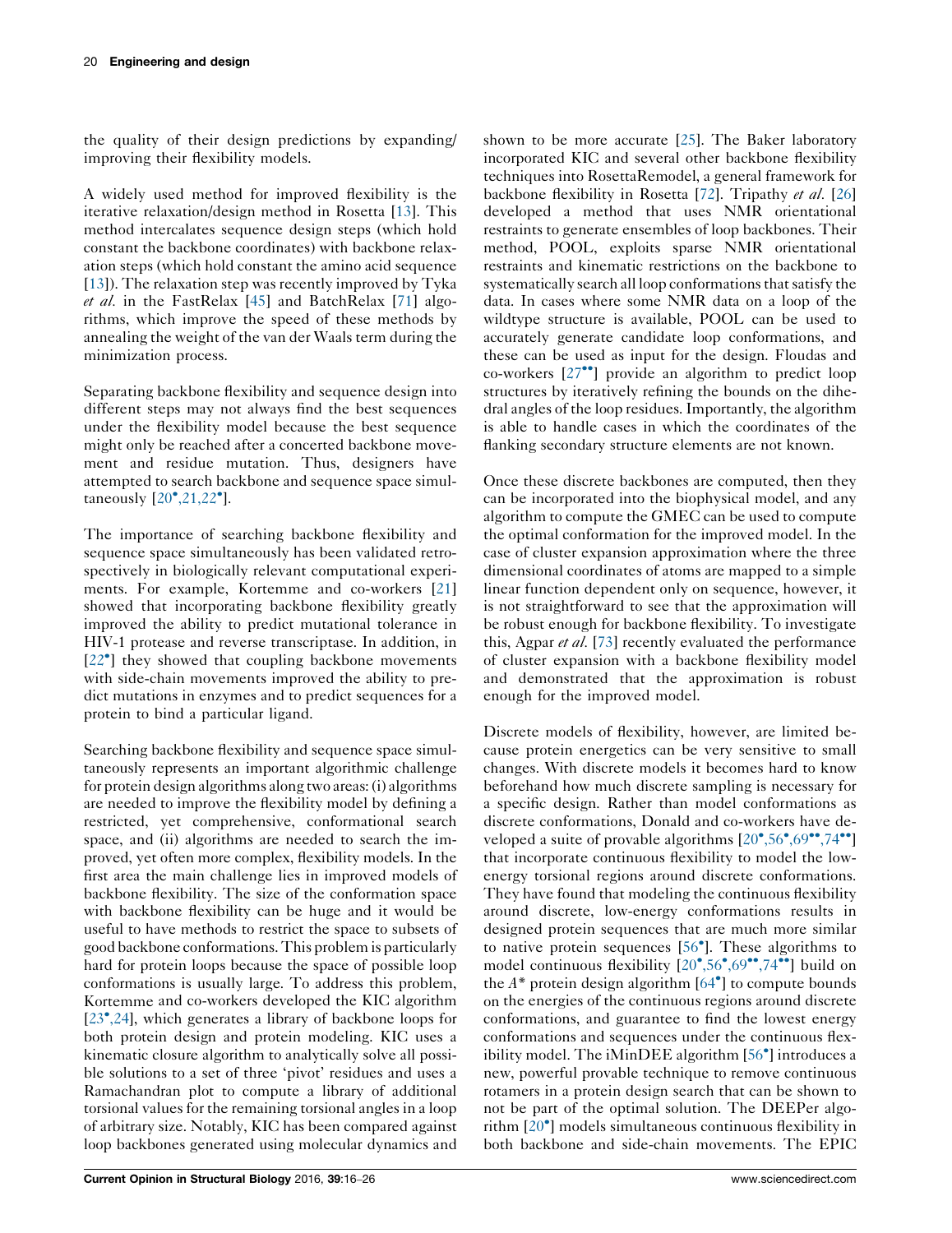the quality of their design predictions by expanding/improving their flexibility models.

A widely used method for improved flexibility is the iterative relaxation/design method in Rosetta [13]. This method intercalates sequence design steps (which hold constant the backbone coordinates) with backbone relaxation steps (which hold constant the amino acid sequence [13]). The relaxation step was recently improved by Tyka *et al.* in the FastRelax [45] and BatchRelax [71] algorithms, which improve the speed of these methods by annealing the weight of the van der Waals term during the minimization process.

Separating backbone flexibility and sequence design into different steps may not always find the best sequences under the flexibility model because the best sequence might only be reached after a concerted backbone movement and residue mutation. Thus, designers have attempted to search backbone and sequence space simultaneously [20•,21,22•].

The importance of searching backbone flexibility and sequence space simultaneously has been validated retrospectively in biologically relevant computational experiments. For example, Kortemme and co-workers [21] showed that incorporating backbone flexibility greatly improved the ability to predict mutational tolerance in HIV-1 protease and reverse transcriptase. In addition, in [22•] they showed that coupling backbone movements with side-chain movements improved the ability to predict mutations in enzymes and to predict sequences for a protein to bind a particular ligand.

Searching backbone flexibility and sequence space simultaneously represents an important algorithmic challenge for protein design algorithms along two areas: (i) algorithms are needed to improve the flexibility model by defining a restricted, yet comprehensive, conformational search space, and (ii) algorithms are needed to search the improved, yet often more complex, flexibility models. In the first area the main challenge lies in improved models of backbone flexibility. The size of the conformation space with backbone flexibility can be huge and it would be useful to have methods to restrict the space to subsets of good backbone conformations. This problem is particularly hard for protein loops because the space of possible loop conformations is usually large. To address this problem, Kortemme and co-workers developed the KIC algorithm [23•,24], which generates a library of backbone loops for both protein design and protein modeling. KIC uses a kinematic closure algorithm to analytically solve all possible solutions to a set of three 'pivot' residues and uses a Ramachandran plot to compute a library of additional torsional values for the remaining torsional angles in a loop of arbitrary size. Notably, KIC has been compared against loop backbones generated using molecular dynamics and shown to be more accurate [25]. The Baker laboratory incorporated KIC and several other backbone flexibility techniques into RosettaRemodel, a general framework for backbone flexibility in Rosetta [72]. Tripathy *et al.* [26] developed a method that uses NMR orientational restraints to generate ensembles of loop backbones. Their method, POOL, exploits sparse NMR orientational restraints and kinematic restrictions on the backbone to systematically search all loop conformations that satisfy the data. In cases where some NMR data on a loop of the wildtype structure is available, POOL can be used to accurately generate candidate loop conformations, and these can be used as input for the design. Floudas and co-workers [27••] provide an algorithm to predict loop structures by iteratively refining the bounds on the dihedral angles of the loop residues. Importantly, the algorithm is able to handle cases in which the coordinates of the flanking secondary structure elements are not known.

Once these discrete backbones are computed, then they can be incorporated into the biophysical model, and any algorithm to compute the GMEC can be used to compute the optimal conformation for the improved model. In the case of cluster expansion approximation where the three dimensional coordinates of atoms are mapped to a simple linear function dependent only on sequence, however, it is not straightforward to see that the approximation will be robust enough for backbone flexibility. To investigate this, Agpar *et al.* [73] recently evaluated the performance of cluster expansion with a backbone flexibility model and demonstrated that the approximation is robust enough for the improved model.

Discrete models of flexibility, however, are limited because protein energetics can be very sensitive to small changes. With discrete models it becomes hard to know beforehand how much discrete sampling is necessary for a specific design. Rather than model conformations as discrete conformations, Donald and co-workers have developed a suite of provable algorithms [20•,56•,69••,74••] that incorporate continuous flexibility to model the low-energy torsional regions around discrete conformations. They have found that modeling the continuous flexibility around discrete, low-energy conformations results in designed protein sequences that are much more similar to native protein sequences [56•]. These algorithms to model continuous flexibility [20•,56•,69••,74••] build on the $A^*$ protein design algorithm [64•] to compute bounds on the energies of the continuous regions around discrete conformations, and guarantee to find the lowest energy conformations and sequences under the continuous flexibility model. The iMinDEE algorithm [56•] introduces a new, powerful provable technique to remove continuous rotamers in a protein design search that can be shown to not be part of the optimal solution. The DEEPer algorithm [20•] models simultaneous continuous flexibility in both backbone and side-chain movements. The EPIC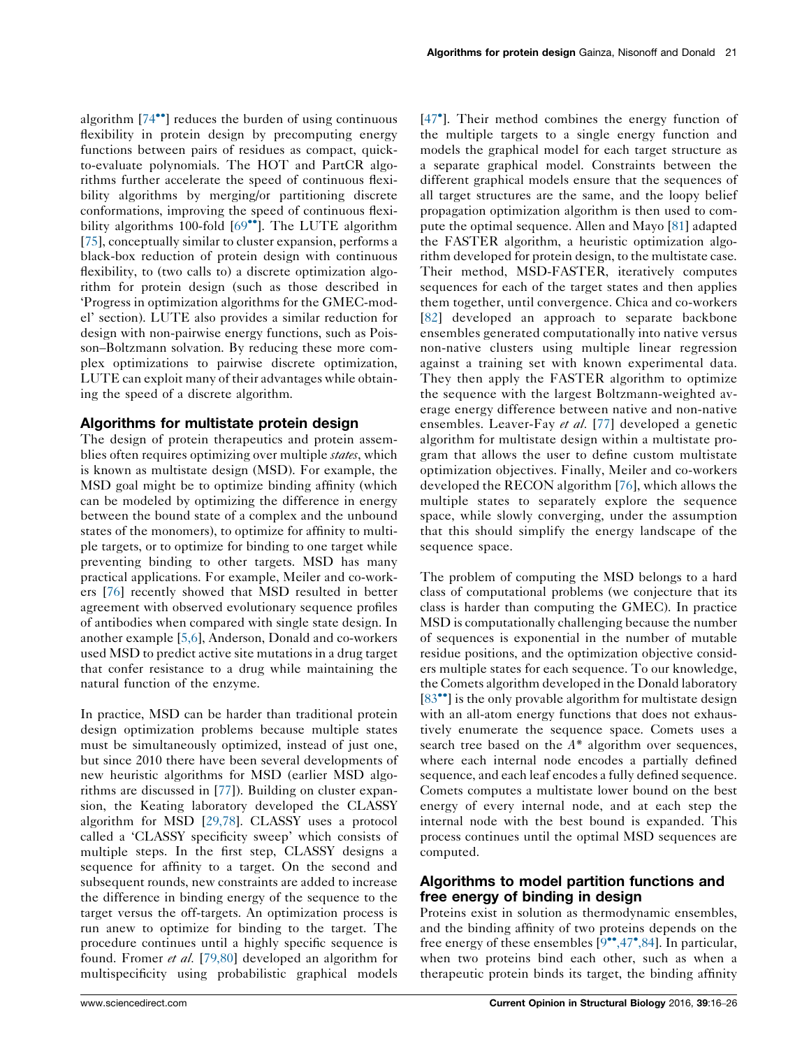algorithm [74••] reduces the burden of using continuous flexibility in protein design by precomputing energy functions between pairs of residues as compact, quick-to-evaluate polynomials. The HOT and PartCR algorithms further accelerate the speed of continuous flexibility algorithms by merging/or partitioning discrete conformations, improving the speed of continuous flexibility algorithms 100-fold [69••]. The LUTE algorithm [75], conceptually similar to cluster expansion, performs a black-box reduction of protein design with continuous flexibility, to (two calls to) a discrete optimization algorithm for protein design (such as those described in 'Progress in optimization algorithms for the GMEC-model' section). LUTE also provides a similar reduction for design with non-pairwise energy functions, such as Poisson–Boltzmann solvation. By reducing these more complex optimizations to pairwise discrete optimization, LUTE can exploit many of their advantages while obtaining the speed of a discrete algorithm.

## Algorithms for multistate protein design

The design of protein therapeutics and protein assemblies often requires optimizing over multiple *states*, which is known as multistate design (MSD). For example, the MSD goal might be to optimize binding affinity (which can be modeled by optimizing the difference in energy between the bound state of a complex and the unbound states of the monomers), to optimize for affinity to multiple targets, or to optimize for binding to one target while preventing binding to other targets. MSD has many practical applications. For example, Meiler and co-workers [76] recently showed that MSD resulted in better agreement with observed evolutionary sequence profiles of antibodies when compared with single state design. In another example [5,6], Anderson, Donald and co-workers used MSD to predict active site mutations in a drug target that confer resistance to a drug while maintaining the natural function of the enzyme.

In practice, MSD can be harder than traditional protein design optimization problems because multiple states must be simultaneously optimized, instead of just one, but since 2010 there have been several developments of new heuristic algorithms for MSD (earlier MSD algorithms are discussed in [77]). Building on cluster expansion, the Keating laboratory developed the CLASSY algorithm for MSD [29,78]. CLASSY uses a protocol called a 'CLASSY specificity sweep' which consists of multiple steps. In the first step, CLASSY designs a sequence for affinity to a target. On the second and subsequent rounds, new constraints are added to increase the difference in binding energy of the sequence to the target versus the off-targets. An optimization process is run anew to optimize for binding to the target. The procedure continues until a highly specific sequence is found. Fromer *et al.* [79,80] developed an algorithm for multispecificity using probabilistic graphical models [47•]. Their method combines the energy function of the multiple targets to a single energy function and models the graphical model for each target structure as a separate graphical model. Constraints between the different graphical models ensure that the sequences of all target structures are the same, and the loopy belief propagation optimization algorithm is then used to compute the optimal sequence. Allen and Mayo [81] adapted the FASTER algorithm, a heuristic optimization algorithm developed for protein design, to the multistate case. Their method, MSD-FASTER, iteratively computes sequences for each of the target states and then applies them together, until convergence. Chica and co-workers [82] developed an approach to separate backbone ensembles generated computationally into native versus non-native clusters using multiple linear regression against a training set with known experimental data. They then apply the FASTER algorithm to optimize the sequence with the largest Boltzmann-weighted average energy difference between native and non-native ensembles. Leaver-Fay *et al.* [77] developed a genetic algorithm for multistate design within a multistate program that allows the user to define custom multistate optimization objectives. Finally, Meiler and co-workers developed the RECON algorithm [76], which allows the multiple states to separately explore the sequence space, while slowly converging, under the assumption that this should simplify the energy landscape of the sequence space.

The problem of computing the MSD belongs to a hard class of computational problems (we conjecture that its class is harder than computing the GMEC). In practice MSD is computationally challenging because the number of sequences is exponential in the number of mutable residue positions, and the optimization objective considers multiple states for each sequence. To our knowledge, the Comets algorithm developed in the Donald laboratory [83••] is the only provable algorithm for multistate design with an all-atom energy functions that does not exhaustively enumerate the sequence space. Comets uses a search tree based on the $A^*$ algorithm over sequences, where each internal node encodes a partially defined sequence, and each leaf encodes a fully defined sequence. Comets computes a multistate lower bound on the best energy of every internal node, and at each step the internal node with the best bound is expanded. This process continues until the optimal MSD sequences are computed.

## Algorithms to model partition functions and free energy of binding in design

Proteins exist in solution as thermodynamic ensembles, and the binding affinity of two proteins depends on the free energy of these ensembles [9••,47•,84]. In particular, when two proteins bind each other, such as when a therapeutic protein binds its target, the binding affinity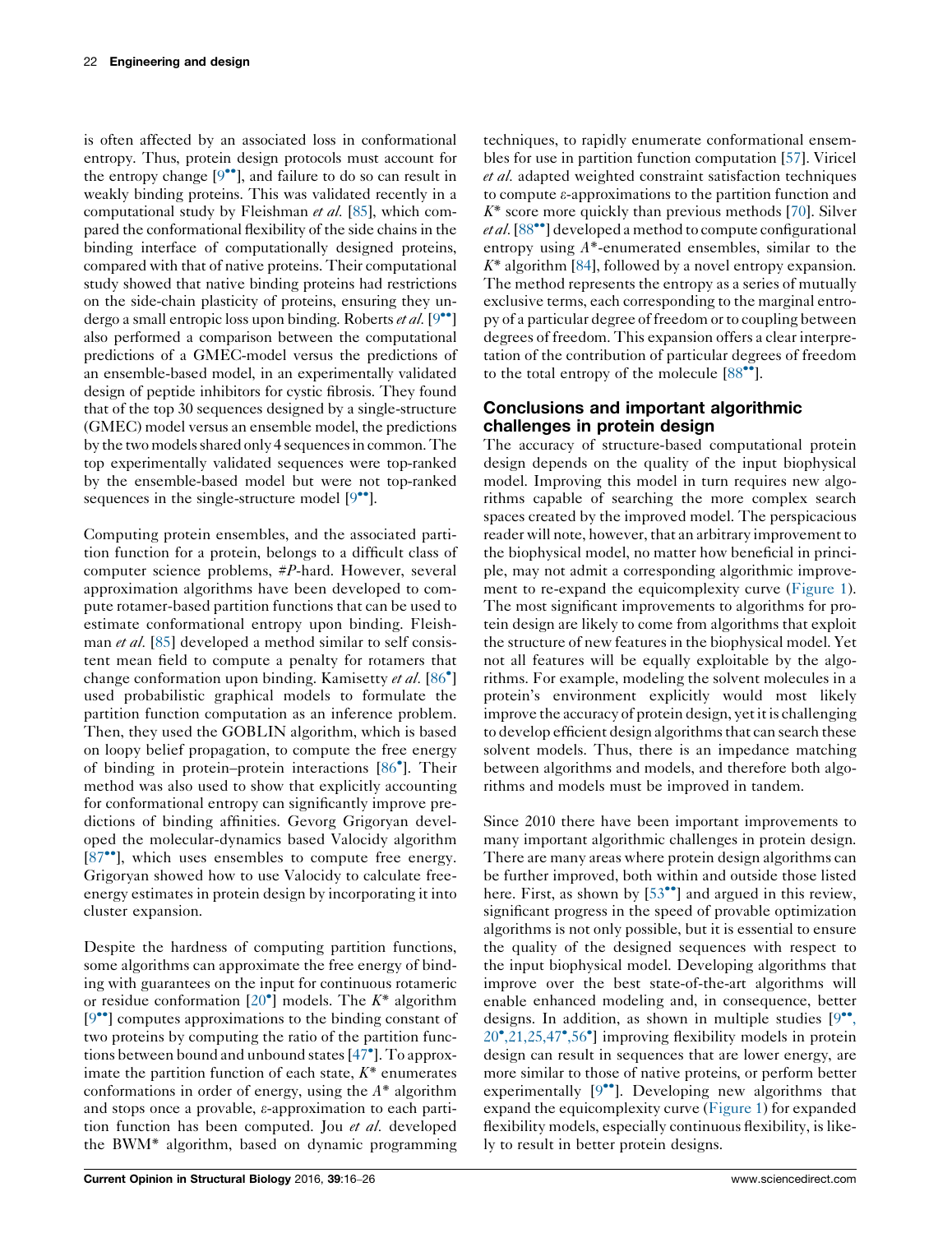is often affected by an associated loss in conformational entropy. Thus, protein design protocols must account for the entropy change [9••], and failure to do so can result in weakly binding proteins. This was validated recently in a computational study by Fleishman *et al.* [85], which compared the conformational flexibility of the side chains in the binding interface of computationally designed proteins, compared with that of native proteins. Their computational study showed that native binding proteins had restrictions on the side-chain plasticity of proteins, ensuring they undergo a small entropic loss upon binding. Roberts *et al.* [9••] also performed a comparison between the computational predictions of a GMEC-model versus the predictions of an ensemble-based model, in an experimentally validated design of peptide inhibitors for cystic fibrosis. They found that of the top 30 sequences designed by a single-structure (GMEC) model versus an ensemble model, the predictions by the two models shared only 4 sequences in common. The top experimentally validated sequences were top-ranked by the ensemble-based model but were not top-ranked sequences in the single-structure model [9••].

Computing protein ensembles, and the associated partition function for a protein, belongs to a difficult class of computer science problems, #*P*-hard. However, several approximation algorithms have been developed to compute rotamer-based partition functions that can be used to estimate conformational entropy upon binding. Fleishman *et al.* [85] developed a method similar to self consistent mean field to compute a penalty for rotamers that change conformation upon binding. Kamisetty *et al.* [86•] used probabilistic graphical models to formulate the partition function computation as an inference problem. Then, they used the GOBLIN algorithm, which is based on loopy belief propagation, to compute the free energy of binding in protein–protein interactions [86•]. Their method was also used to show that explicitly accounting for conformational entropy can significantly improve predictions of binding affinities. Gevorg Grigoryan developed the molecular-dynamics based Valocidy algorithm [87••], which uses ensembles to compute free energy. Grigoryan showed how to use Valocidy to calculate free-energy estimates in protein design by incorporating it into cluster expansion.

Despite the hardness of computing partition functions, some algorithms can approximate the free energy of binding with guarantees on the input for continuous rotameric or residue conformation [20•] models. The $K^*$ algorithm [9••] computes approximations to the binding constant of two proteins by computing the ratio of the partition functions between bound and unbound states [47•]. To approximate the partition function of each state, $K^*$ enumerates conformations in order of energy, using the $A^*$ algorithm and stops once a provable, $\varepsilon$-approximation to each partition function has been computed. Jou *et al.* developed the BWM* algorithm, based on dynamic programming techniques, to rapidly enumerate conformational ensembles for use in partition function computation [57]. Viricel *et al.* adapted weighted constraint satisfaction techniques to compute $\varepsilon$-approximations to the partition function and $K^*$ score more quickly than previous methods [70]. Silver *et al.* [88••] developed a method to compute configurational entropy using $A^*$-enumerated ensembles, similar to the $K^*$ algorithm [84], followed by a novel entropy expansion. The method represents the entropy as a series of mutually exclusive terms, each corresponding to the marginal entropy of a particular degree of freedom or to coupling between degrees of freedom. This expansion offers a clear interpretation of the contribution of particular degrees of freedom to the total entropy of the molecule [88••].

## Conclusions and important algorithmic challenges in protein design

The accuracy of structure-based computational protein design depends on the quality of the input biophysical model. Improving this model in turn requires new algorithms capable of searching the more complex search spaces created by the improved model. The perspicacious reader will note, however, that an arbitrary improvement to the biophysical model, no matter how beneficial in principle, may not admit a corresponding algorithmic improvement to re-expand the equicomplexity curve (Figure 1). The most significant improvements to algorithms for protein design are likely to come from algorithms that exploit the structure of new features in the biophysical model. Yet not all features will be equally exploitable by the algorithms. For example, modeling the solvent molecules in a protein's environment explicitly would most likely improve the accuracy of protein design, yet it is challenging to develop efficient design algorithms that can search these solvent models. Thus, there is an impedance matching between algorithms and models, and therefore both algorithms and models must be improved in tandem.

Since 2010 there have been important improvements to many important algorithmic challenges in protein design. There are many areas where protein design algorithms can be further improved, both within and outside those listed here. First, as shown by [53••] and argued in this review, significant progress in the speed of provable optimization algorithms is not only possible, but it is essential to ensure the quality of the designed sequences with respect to the input biophysical model. Developing algorithms that improve over the best state-of-the-art algorithms will enable enhanced modeling and, in consequence, better designs. In addition, as shown in multiple studies [9••, 20•,21,25,47•,56•] improving flexibility models in protein design can result in sequences that are lower energy, are more similar to those of native proteins, or perform better experimentally [9••]. Developing new algorithms that expand the equicomplexity curve (Figure 1) for expanded flexibility models, especially continuous flexibility, is likely to result in better protein designs.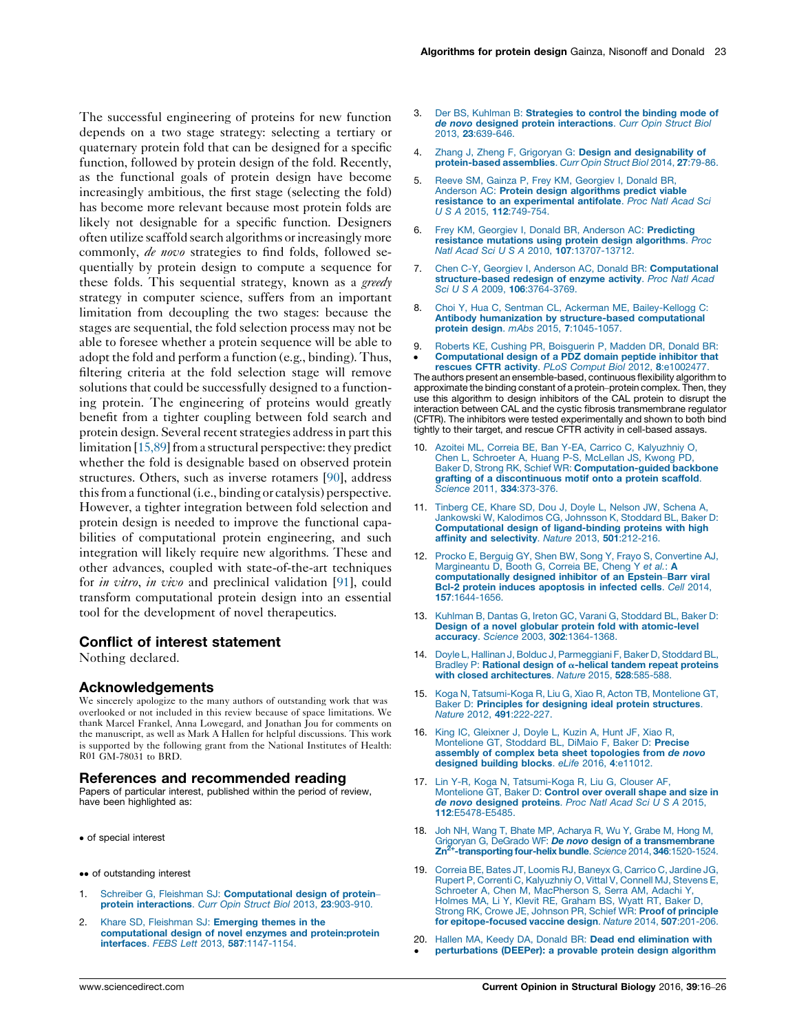The successful engineering of proteins for new function depends on a two stage strategy: selecting a tertiary or quaternary protein fold that can be designed for a specific function, followed by protein design of the fold. Recently, as the functional goals of protein design have become increasingly ambitious, the first stage (selecting the fold) has become more relevant because most protein folds are likely not designable for a specific function. Designers often utilize scaffold search algorithms or increasingly more commonly, *de novo* strategies to find folds, followed sequentially by protein design to compute a sequence for these folds. This sequential strategy, known as a *greedy* strategy in computer science, suffers from an important limitation from decoupling the two stages: because the stages are sequential, the fold selection process may not be able to foresee whether a protein sequence will be able to adopt the fold and perform a function (e.g., binding). Thus, filtering criteria at the fold selection stage will remove solutions that could be successfully designed to a functioning protein. The engineering of proteins would greatly benefit from a tighter coupling between fold search and protein design. Several recent strategies address in part this limitation [15,89] from a structural perspective: they predict whether the fold is designable based on observed protein structures. Others, such as inverse rotamers [90], address this from a functional (i.e., binding or catalysis) perspective. However, a tighter integration between fold selection and protein design is needed to improve the functional capabilities of computational protein engineering, and such integration will likely require new algorithms. These and other advances, coupled with state-of-the-art techniques for *in vitro*, *in vivo* and preclinical validation [91], could transform computational protein design into an essential tool for the development of novel therapeutics.

## Conflict of interest statement

Nothing declared.

## Acknowledgements

We sincerely apologize to the many authors of outstanding work that was overlooked or not included in this review because of space limitations. We thank Marcel Frankel, Anna Lowegard, and Jonathan Jou for comments on the manuscript, as well as Mark A Hallen for helpful discussions. This work is supported by the following grant from the National Institutes of Health: R01 GM-78031 to BRD.

## References and recommended reading

Papers of particular interest, published within the period of review, have been highlighted as:

• of special interest

•• of outstanding interest

1. Schreiber G, Fleishman SJ: **Computational design of protein–protein interactions**. *Curr Opin Struct Biol* 2013, **23**:903-910.

2. Khare SD, Fleishman SJ: **Emerging themes in the computational design of novel enzymes and protein:protein interfaces**. *FEBS Lett* 2013, **587**:1147-1154.

3. Der BS, Kuhlman B: **Strategies to control the binding mode of *de novo* designed protein interactions**. *Curr Opin Struct Biol* 2013, **23**:639-646.

4. Zhang J, Zheng F, Grigoryan G: **Design and designability of protein-based assemblies**. *Curr Opin Struct Biol* 2014, **27**:79-86.

5. Reeve SM, Gainza P, Frey KM, Georgiev I, Donald BR, Anderson AC: **Protein design algorithms predict viable resistance to an experimental antifolate**. *Proc Natl Acad Sci U S A* 2015, **112**:749-754.

6. Frey KM, Georgiev I, Donald BR, Anderson AC: **Predicting resistance mutations using protein design algorithms**. *Proc Natl Acad Sci U S A* 2010, **107**:13707-13712.

7. Chen C-Y, Georgiev I, Anderson AC, Donald BR: **Computational structure-based redesign of enzyme activity**. *Proc Natl Acad Sci U S A* 2009, **106**:3764-3769.

8. Choi Y, Hua C, Sentman CL, Ackerman ME, Bailey-Kellogg C: **Antibody humanization by structure-based computational protein design**. *mAbs* 2015, **7**:1045-1057.

9. • Roberts KE, Cushing PR, Boisguerin P, Madden DR, Donald BR: **Computational design of a PDZ domain peptide inhibitor that rescues CFTR activity**. *PLoS Comput Biol* 2012, **8**:e1002477.
The authors present an ensemble-based, continuous flexibility algorithm to approximate the binding constant of a protein–protein complex. Then, they use this algorithm to design inhibitors of the CAL protein to disrupt the interaction between CAL and the cystic fibrosis transmembrane regulator (CFTR). The inhibitors were tested experimentally and shown to both bind tightly to their target, and rescue CFTR activity in cell-based assays.

10. Azoitei ML, Correia BE, Ban Y-EA, Carrico C, Kalyuzhniy O, Chen L, Schroeter A, Huang P-S, McLellan JS, Kwong PD, Baker D, Strong RK, Schief WR: **Computation-guided backbone grafting of a discontinuous motif onto a protein scaffold**. *Science* 2011, **334**:373-376.

11. Tinberg CE, Khare SD, Dou J, Doyle L, Nelson JW, Schena A, Jankowski W, Kalodimos CG, Johnsson K, Stoddard BL, Baker D: **Computational design of ligand-binding proteins with high affinity and selectivity**. *Nature* 2013, **501**:212-216.

12. Procko E, Berguig GY, Shen BW, Song Y, Frayo S, Convertine AJ, Margineantu D, Booth G, Correia BE, Cheng Y *et al.*: **A computationally designed inhibitor of an Epstein–Barr viral Bcl-2 protein induces apoptosis in infected cells**. *Cell* 2014, **157**:1644-1656.

13. Kuhlman B, Dantas G, Ireton GC, Varani G, Stoddard BL, Baker D: **Design of a novel globular protein fold with atomic-level accuracy**. *Science* 2003, **302**:1364-1368.

14. Doyle L, Hallinan J, Bolduc J, Parmeggiani F, Baker D, Stoddard BL, Bradley P: **Rational design of α-helical tandem repeat proteins with closed architectures**. *Nature* 2015, **528**:585-588.

15. Koga N, Tatsumi-Koga R, Liu G, Xiao R, Acton TB, Montelione GT, Baker D: **Principles for designing ideal protein structures**. *Nature* 2012, **491**:222-227.

16. King IC, Gleixner J, Doyle L, Kuzin A, Hunt JF, Xiao R, Montelione GT, Stoddard BL, DiMaio F, Baker D: **Precise assembly of complex beta sheet topologies from *de novo* designed building blocks**. *eLife* 2016, **4**:e11012.

17. Lin Y-R, Koga N, Tatsumi-Koga R, Liu G, Clouser AF, Montelione GT, Baker D: **Control over overall shape and size in *de novo* designed proteins**. *Proc Natl Acad Sci U S A* 2015, **112**:E5478-E5485.

18. Joh NH, Wang T, Bhate MP, Acharya R, Wu Y, Grabe M, Hong M, Grigoryan G, DeGrado WF: ***De novo* design of a transmembrane $Zn^{2+}$-transporting four-helix bundle**. *Science* 2014, **346**:1520-1524.

19. Correia BE, Bates JT, Loomis RJ, Baneyx G, Carrico C, Jardine JG, Rupert P, Correnti C, Kalyuzhniy O, Vittal V, Connell MJ, Stevens E, Schroeter A, Chen M, MacPherson S, Serra AM, Adachi Y, Holmes MA, Li Y, Klevit RE, Graham BS, Wyatt RT, Baker D, Strong RK, Crowe JE, Johnson PR, Schief WR: **Proof of principle for epitope-focused vaccine design**. *Nature* 2014, **507**:201-206.

20. • Hallen MA, Keedy DA, Donald BR: **Dead end elimination with perturbations (DEEPer): a provable protein design algorithm**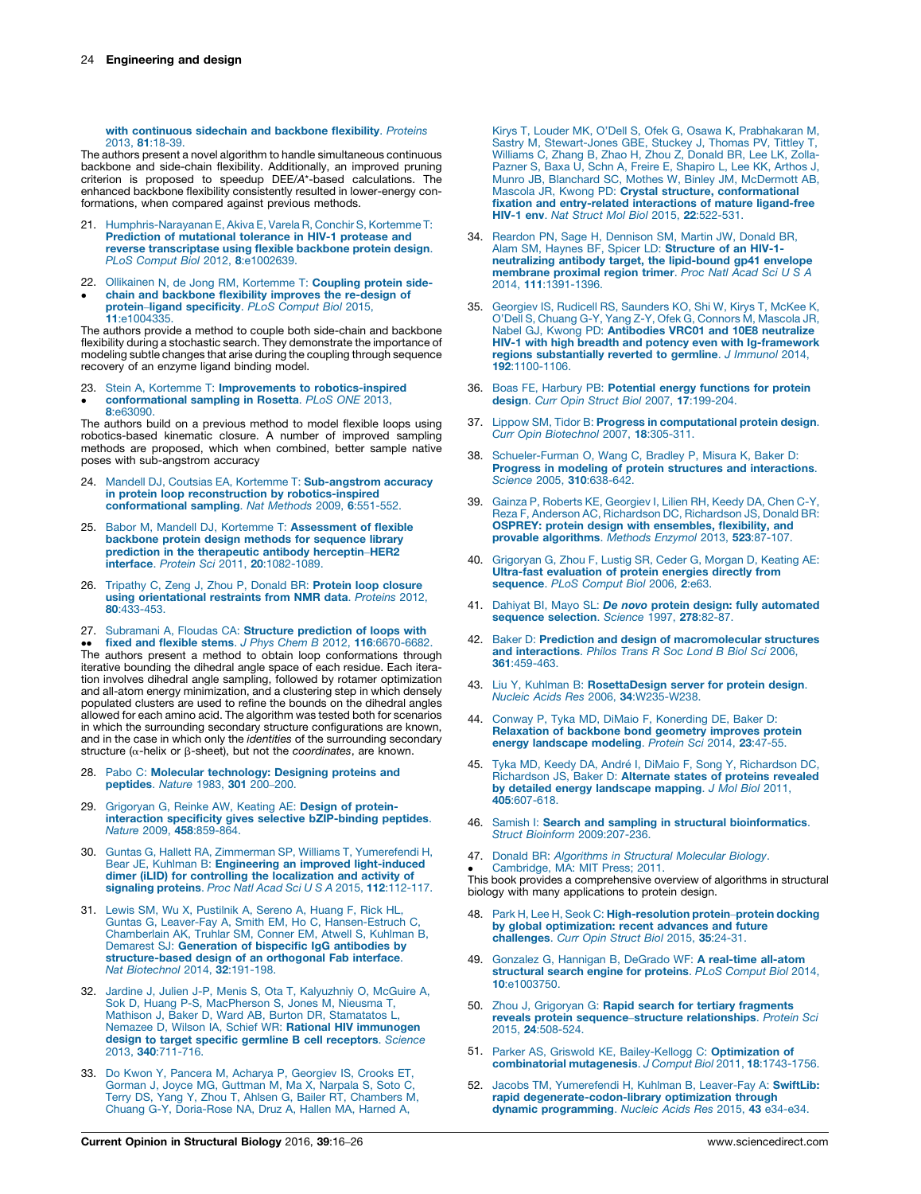**with continuous sidechain and backbone flexibility**. *Proteins* 2013, **81**:18-39.

The authors present a novel algorithm to handle simultaneous continuous backbone and side-chain flexibility. Additionally, an improved pruning criterion is proposed to speedup DEE/A*-based calculations. The enhanced backbone flexibility consistently resulted in lower-energy conformations, when compared against previous methods.

21. Humphris-Narayanan E, Akiva E, Varela R, Conchir S, Kortemme T: **Prediction of mutational tolerance in HIV-1 protease and reverse transcriptase using flexible backbone protein design**. *PLoS Comput Biol* 2012, **8**:e1002639.

22. • Ollikainen N, de Jong RM, Kortemme T: **Coupling protein side-chain and backbone flexibility improves the re-design of protein–ligand specificity**. *PLoS Comput Biol* 2015, **11**:e1004335.

The authors provide a method to couple both side-chain and backbone flexibility during a stochastic search. They demonstrate the importance of modeling subtle changes that arise during the coupling through sequence recovery of an enzyme ligand binding model.

23. • Stein A, Kortemme T: **Improvements to robotics-inspired conformational sampling in Rosetta**. *PLoS ONE* 2013, **8**:e63090.

The authors build on a previous method to model flexible loops using robotics-based kinematic closure. A number of improved sampling methods are proposed, which when combined, better sample native poses with sub-angstrom accuracy

24. Mandell DJ, Coutsias EA, Kortemme T: **Sub-angstrom accuracy in protein loop reconstruction by robotics-inspired conformational sampling**. *Nat Methods* 2009, **6**:551-552.

25. Babor M, Mandell DJ, Kortemme T: **Assessment of flexible backbone protein design methods for sequence library prediction in the therapeutic antibody herceptin–HER2 interface**. *Protein Sci* 2011, **20**:1082-1089.

26. Tripathy C, Zeng J, Zhou P, Donald BR: **Protein loop closure using orientational restraints from NMR data**. *Proteins* 2012, **80**:433-453.

27. •• Subramani A, Floudas CA: **Structure prediction of loops with fixed and flexible stems**. *J Phys Chem B* 2012, **116**:6670-6682.

The authors present a method to obtain loop conformations through iterative bounding the dihedral angle space of each residue. Each iteration involves dihedral angle sampling, followed by rotamer optimization and all-atom energy minimization, and a clustering step in which densely populated clusters are used to refine the bounds on the dihedral angles allowed for each amino acid. The algorithm was tested both for scenarios in which the surrounding secondary structure configurations are known, and in the case in which only the *identities* of the surrounding secondary structure (α-helix or β-sheet), but not the *coordinates*, are known.

28. Pabo C: **Molecular technology: Designing proteins and peptides**. *Nature* 1983, **301** 200–200.

29. Grigoryan G, Reinke AW, Keating AE: **Design of protein-interaction specificity gives selective bZIP-binding peptides**. *Nature* 2009, **458**:859-864.

30. Guntas G, Hallett RA, Zimmerman SP, Williams T, Yumerefendi H, Bear JE, Kuhlman B: **Engineering an improved light-induced dimer (iLID) for controlling the localization and activity of signaling proteins**. *Proc Natl Acad Sci U S A* 2015, **112**:112-117.

31. Lewis SM, Wu X, Pustilnik A, Sereno A, Huang F, Rick HL, Guntas G, Leaver-Fay A, Smith EM, Ho C, Hansen-Estruch C, Chamberlain AK, Truhlar SM, Conner EM, Atwell S, Kuhlman B, Demarest SJ: **Generation of bispecific IgG antibodies by structure-based design of an orthogonal Fab interface**. *Nat Biotechnol* 2014, **32**:191-198.

32. Jardine J, Julien J-P, Menis S, Ota T, Kalyuzhniy O, McGuire A, Sok D, Huang P-S, MacPherson S, Jones M, Nieusma T, Mathison J, Baker D, Ward AB, Burton DR, Stamatatos L, Nemazee D, Wilson IA, Schief WR: **Rational HIV immunogen design to target specific germline B cell receptors**. *Science* 2013, **340**:711-716.

33. Do Kwon Y, Pancera M, Acharya P, Georgiev IS, Crooks ET, Gorman J, Joyce MG, Guttman M, Ma X, Narpala S, Soto C, Terry DS, Yang Y, Zhou T, Ahlsen G, Bailer RT, Chambers M, Chuang G-Y, Doria-Rose NA, Druz A, Hallen MA, Harned A, Kirys T, Louder MK, O'Dell S, Ofek G, Osawa K, Prabhakaran M, Sastry M, Stewart-Jones GBE, Stuckey J, Thomas PV, Tittley T, Williams C, Zhang B, Zhao H, Zhou Z, Donald BR, Lee LK, Zolla-Pazner S, Baxa U, Schn A, Freire E, Shapiro L, Lee KK, Arthos J, Munro JB, Blanchard SC, Mothes W, Binley JM, McDermott AB, Mascola JR, Kwong PD: **Crystal structure, conformational fixation and entry-related interactions of mature ligand-free HIV-1 env**. *Nat Struct Mol Biol* 2015, **22**:522-531.

34. Reardon PN, Sage H, Dennison SM, Martin JW, Donald BR, Alam SM, Haynes BF, Spicer LD: **Structure of an HIV-1-neutralizing antibody target, the lipid-bound gp41 envelope membrane proximal region trimer**. *Proc Natl Acad Sci U S A* 2014, **111**:1391-1396.

35. Georgiev IS, Rudicell RS, Saunders KO, Shi W, Kirys T, McKee K, O'Dell S, Chuang G-Y, Yang Z-Y, Ofek G, Connors M, Mascola JR, Nabel GJ, Kwong PD: **Antibodies VRC01 and 10E8 neutralize HIV-1 with high breadth and potency even with Ig-framework regions substantially reverted to germline**. *J Immunol* 2014, **192**:1100-1106.

36. Boas FE, Harbury PB: **Potential energy functions for protein design**. *Curr Opin Struct Biol* 2007, **17**:199-204.

37. Lippow SM, Tidor B: **Progress in computational protein design**. *Curr Opin Biotechnol* 2007, **18**:305-311.

38. Schueler-Furman O, Wang C, Bradley P, Misura K, Baker D: **Progress in modeling of protein structures and interactions**. *Science* 2005, **310**:638-642.

39. Gainza P, Roberts KE, Georgiev I, Lilien RH, Keedy DA, Chen C-Y, Reza F, Anderson AC, Richardson DC, Richardson JS, Donald BR: **OSPREY: protein design with ensembles, flexibility, and provable algorithms**. *Methods Enzymol* 2013, **523**:87-107.

40. Grigoryan G, Zhou F, Lustig SR, Ceder G, Morgan D, Keating AE: **Ultra-fast evaluation of protein energies directly from sequence**. *PLoS Comput Biol* 2006, **2**:e63.

41. Dahiyat BI, Mayo SL: ***De novo* protein design: fully automated sequence selection**. *Science* 1997, **278**:82-87.

42. Baker D: **Prediction and design of macromolecular structures and interactions**. *Philos Trans R Soc Lond B Biol Sci* 2006, **361**:459-463.

43. Liu Y, Kuhlman B: **RosettaDesign server for protein design**. *Nucleic Acids Res* 2006, **34**:W235-W238.

44. Conway P, Tyka MD, DiMaio F, Konerding DE, Baker D: **Relaxation of backbone bond geometry improves protein energy landscape modeling**. *Protein Sci* 2014, **23**:47-55.

45. Tyka MD, Keedy DA, André I, DiMaio F, Song Y, Richardson DC, Richardson JS, Baker D: **Alternate states of proteins revealed by detailed energy landscape mapping**. *J Mol Biol* 2011, **405**:607-618.

46. Samish I: **Search and sampling in structural bioinformatics**. *Struct Bioinform* 2009:207-236.

47. • Donald BR: *Algorithms in Structural Molecular Biology*. Cambridge, MA: MIT Press; 2011.

This book provides a comprehensive overview of algorithms in structural biology with many applications to protein design.

48. Park H, Lee H, Seok C: **High-resolution protein–protein docking by global optimization: recent advances and future challenges**. *Curr Opin Struct Biol* 2015, **35**:24-31.

49. Gonzalez G, Hannigan B, DeGrado WF: **A real-time all-atom structural search engine for proteins**. *PLoS Comput Biol* 2014, **10**:e1003750.

50. Zhou J, Grigoryan G: **Rapid search for tertiary fragments reveals protein sequence–structure relationships**. *Protein Sci* 2015, **24**:508-524.

51. Parker AS, Griswold KE, Bailey-Kellogg C: **Optimization of combinatorial mutagenesis**. *J Comput Biol* 2011, **18**:1743-1756.

52. Jacobs TM, Yumerefendi H, Kuhlman B, Leaver-Fay A: **SwiftLib: rapid degenerate-codon-library optimization through dynamic programming**. *Nucleic Acids Res* 2015, **43** e34-e34.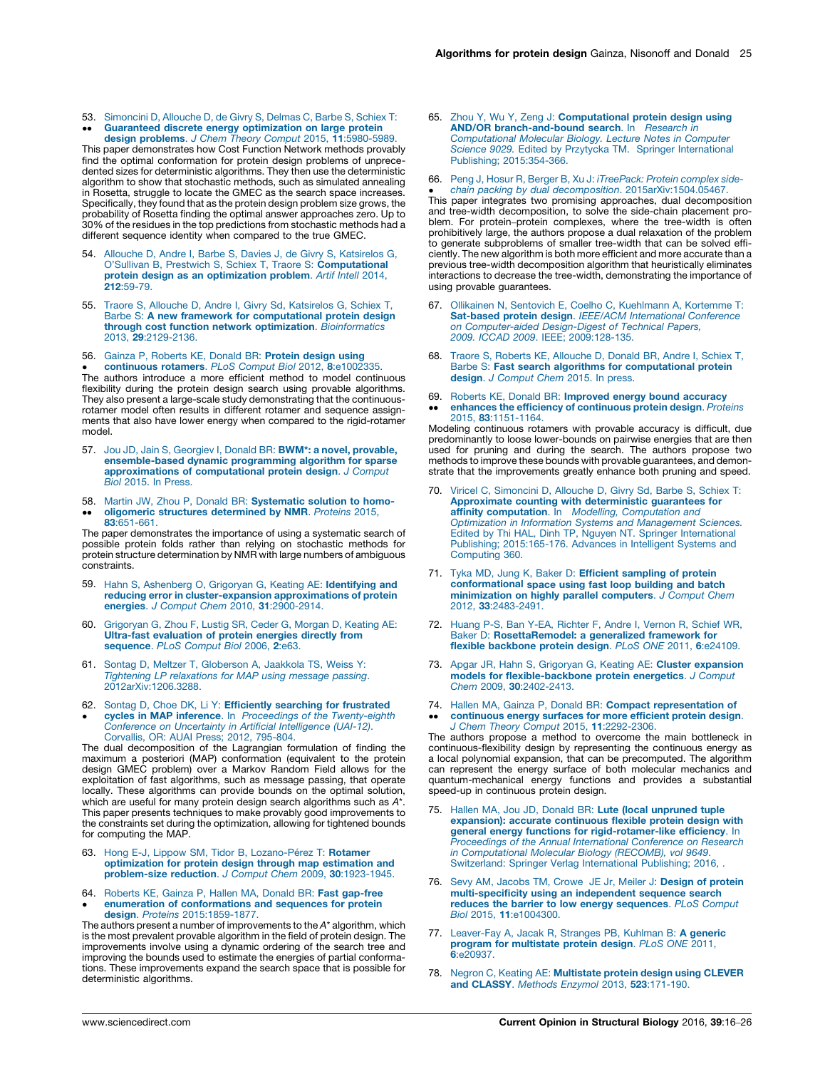53. Simoncini D, Allouche D, de Givry S, Delmas C, Barbe S, Schiex T:
•• **Guaranteed discrete energy optimization on large protein design problems**. *J Chem Theory Comput* 2015, **11**:5980-5989.
This paper demonstrates how Cost Function Network methods provably find the optimal conformation for protein design problems of unprecedented sizes for deterministic algorithms. They then use the deterministic algorithm to show that stochastic methods, such as simulated annealing in Rosetta, struggle to locate the GMEC as the search space increases. Specifically, they found that as the protein design problem size grows, the probability of Rosetta finding the optimal answer approaches zero. Up to 30% of the residues in the top predictions from stochastic methods had a different sequence identity when compared to the true GMEC.

54. Allouche D, Andre I, Barbe S, Davies J, de Givry S, Katsirelos G, O'Sullivan B, Prestwich S, Schiex T, Traore S: **Computational protein design as an optimization problem**. *Artif Intell* 2014, **212**:59-79.

55. Traore S, Allouche D, Andre I, Givry Sd, Katsirelos G, Schiex T, Barbe S: **A new framework for computational protein design through cost function network optimization**. *Bioinformatics* 2013, **29**:2129-2136.

56. Gainza P, Roberts KE, Donald BR: **Protein design using**
• **continuous rotamers**. *PLoS Comput Biol* 2012, **8**:e1002335.
The authors introduce a more efficient method to model continuous flexibility during the protein design search using provable algorithms. They also present a large-scale study demonstrating that the continuous-rotamer model often results in different rotamer and sequence assignments that also have lower energy when compared to the rigid-rotamer model.

57. Jou JD, Jain S, Georgiev I, Donald BR: **BWM*: a novel, provable, ensemble-based dynamic programming algorithm for sparse approximations of computational protein design**. *J Comput Biol* 2015. In Press.

58. Martin JW, Zhou P, Donald BR: **Systematic solution to homo-**
•• **oligomeric structures determined by NMR**. *Proteins* 2015, **83**:651-661.
The paper demonstrates the importance of using a systematic search of possible protein folds rather than relying on stochastic methods for protein structure determination by NMR with large numbers of ambiguous constraints.

59. Hahn S, Ashenberg O, Grigoryan G, Keating AE: **Identifying and reducing error in cluster-expansion approximations of protein energies**. *J Comput Chem* 2010, **31**:2900-2914.

60. Grigoryan G, Zhou F, Lustig SR, Ceder G, Morgan D, Keating AE: **Ultra-fast evaluation of protein energies directly from sequence**. *PLoS Comput Biol* 2006, **2**:e63.

61. Sontag D, Meltzer T, Globerson A, Jaakkola TS, Weiss Y: *Tightening LP relaxations for MAP using message passing*. 2012arXiv:1206.3288.

62. Sontag D, Choe DK, Li Y: **Efficiently searching for frustrated**
• **cycles in MAP inference**. In *Proceedings of the Twenty-eighth Conference on Uncertainty in Artificial Intelligence (UAI-12)*. Corvallis, OR: AUAI Press; 2012, 795-804.
The dual decomposition of the Lagrangian formulation of finding the maximum a posteriori (MAP) conformation (equivalent to the protein design GMEC problem) over a Markov Random Field allows for the exploitation of fast algorithms, such as message passing, that operate locally. These algorithms can provide bounds on the optimal solution, which are useful for many protein design search algorithms such as A*. This paper presents techniques to make provably good improvements to the constraints set during the optimization, allowing for tightened bounds for computing the MAP.

63. Hong E-J, Lippow SM, Tidor B, Lozano-Pérez T: **Rotamer optimization for protein design through map estimation and problem-size reduction**. *J Comput Chem* 2009, **30**:1923-1945.

64. Roberts KE, Gainza P, Hallen MA, Donald BR: **Fast gap-free**
• **enumeration of conformations and sequences for protein design**. *Proteins* 2015:1859-1877.
The authors present a number of improvements to the A* algorithm, which is the most prevalent provable algorithm in the field of protein design. The improvements involve using a dynamic ordering of the search tree and improving the bounds used to estimate the energies of partial conformations. These improvements expand the search space that is possible for deterministic algorithms.

65. Zhou Y, Wu Y, Zeng J: **Computational protein design using AND/OR branch-and-bound search**. In *Research in Computational Molecular Biology. Lecture Notes in Computer Science 9029.* Edited by Przytycka TM. Springer International Publishing; 2015:354-366.

66. Peng J, Hosur R, Berger B, Xu J: *iTreePack: Protein complex side-*
• *chain packing by dual decomposition*. 2015arXiv:1504.05467.
This paper integrates two promising approaches, dual decomposition and tree-width decomposition, to solve the side-chain placement problem. For protein–protein complexes, where the tree-width is often prohibitively large, the authors propose a dual relaxation of the problem to generate subproblems of smaller tree-width that can be solved efficiently. The new algorithm is both more efficient and more accurate than a previous tree-width decomposition algorithm that heuristically eliminates interactions to decrease the tree-width, demonstrating the importance of using provable guarantees.

67. Ollikainen N, Sentovich E, Coelho C, Kuehlmann A, Kortemme T: **Sat-based protein design**. *IEEE/ACM International Conference on Computer-aided Design-Digest of Technical Papers, 2009. ICCAD 2009*. IEEE; 2009:128-135.

68. Traore S, Roberts KE, Allouche D, Donald BR, Andre I, Schiex T, Barbe S: **Fast search algorithms for computational protein design**. *J Comput Chem* 2015. In press.

69. Roberts KE, Donald BR: **Improved energy bound accuracy**
•• **enhances the efficiency of continuous protein design**. *Proteins* 2015, **83**:1151-1164.
Modeling continuous rotamers with provable accuracy is difficult, due predominantly to loose lower-bounds on pairwise energies that are then used for pruning and during the search. The authors propose two methods to improve these bounds with provable guarantees, and demonstrate that the improvements greatly enhance both pruning and speed.

70. Viricel C, Simoncini D, Allouche D, Givry Sd, Barbe S, Schiex T: **Approximate counting with deterministic guarantees for affinity computation**. In *Modelling, Computation and Optimization in Information Systems and Management Sciences.* Edited by Thi HAL, Dinh TP, Nguyen NT. Springer International Publishing; 2015:165-176. Advances in Intelligent Systems and Computing 360.

71. Tyka MD, Jung K, Baker D: **Efficient sampling of protein conformational space using fast loop building and batch minimization on highly parallel computers**. *J Comput Chem* 2012, **33**:2483-2491.

72. Huang P-S, Ban Y-EA, Richter F, Andre I, Vernon R, Schief WR, Baker D: **RosettaRemodel: a generalized framework for flexible backbone protein design**. *PLoS ONE* 2011, **6**:e24109.

73. Apgar JR, Hahn S, Grigoryan G, Keating AE: **Cluster expansion models for flexible-backbone protein energetics**. *J Comput Chem* 2009, **30**:2402-2413.

74. Hallen MA, Gainza P, Donald BR: **Compact representation of**
•• **continuous energy surfaces for more efficient protein design**. *J Chem Theory Comput* 2015, **11**:2292-2306.
The authors propose a method to overcome the main bottleneck in continuous-flexibility design by representing the continuous energy as a local polynomial expansion, that can be precomputed. The algorithm can represent the energy surface of both molecular mechanics and quantum-mechanical energy functions and provides a substantial speed-up in continuous protein design.

75. Hallen MA, Jou JD, Donald BR: **Lute (local unpruned tuple expansion): accurate continuous flexible protein design with general energy functions for rigid-rotamer-like efficiency**. In *Proceedings of the Annual International Conference on Research in Computational Molecular Biology (RECOMB), vol 9649*. Switzerland: Springer Verlag International Publishing; 2016, .

76. Sevy AM, Jacobs TM, Crowe JE Jr, Meiler J: **Design of protein multi-specificity using an independent sequence search reduces the barrier to low energy sequences**. *PLoS Comput Biol* 2015, **11**:e1004300.

77. Leaver-Fay A, Jacak R, Stranges PB, Kuhlman B: **A generic program for multistate protein design**. *PLoS ONE* 2011, **6**:e20937.

78. Negron C, Keating AE: **Multistate protein design using CLEVER and CLASSY**. *Methods Enzymol* 2013, **523**:171-190.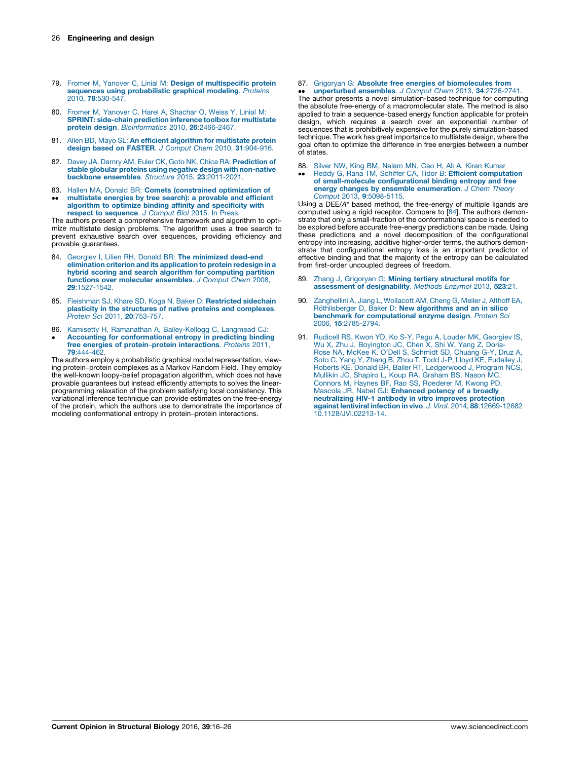79. Fromer M, Yanover C, Linial M: **Design of multispecific protein sequences using probabilistic graphical modeling**. *Proteins* 2010, **78**:530-547.

80. Fromer M, Yanover C, Harel A, Shachar O, Weiss Y, Linial M: **SPRINT: side-chain prediction inference toolbox for multistate protein design**. *Bioinformatics* 2010, **26**:2466-2467.

81. Allen BD, Mayo SL: **An efficient algorithm for multistate protein design based on FASTER**. *J Comput Chem* 2010, **31**:904-916.

82. Davey JA, Damry AM, Euler CK, Goto NK, Chica RA: **Prediction of stable globular proteins using negative design with non-native backbone ensembles**. *Structure* 2015, **23**:2011-2021.

83. •• Hallen MA, Donald BR: **Comets (constrained optimization of multistate energies by tree search): a provable and efficient algorithm to optimize binding affinity and specificity with respect to sequence**. *J Comput Biol* 2015. In Press.

The authors present a comprehensive framework and algorithm to optimize multistate design problems. The algorithm uses a tree search to prevent exhaustive search over sequences, providing efficiency and provable guarantees.

84. Georgiev I, Lilien RH, Donald BR: **The minimized dead-end elimination criterion and its application to protein redesign in a hybrid scoring and search algorithm for computing partition functions over molecular ensembles**. *J Comput Chem* 2008, **29**:1527-1542.

85. Fleishman SJ, Khare SD, Koga N, Baker D: **Restricted sidechain plasticity in the structures of native proteins and complexes**. *Protein Sci* 2011, **20**:753-757.

86. • Kamisetty H, Ramanathan A, Bailey-Kellogg C, Langmead CJ: **Accounting for conformational entropy in predicting binding free energies of protein–protein interactions**. *Proteins* 2011, **79**:444-462.

The authors employ a probabilistic graphical model representation, viewing protein–protein complexes as a Markov Random Field. They employ the well-known loopy-belief propagation algorithm, which does not have provable guarantees but instead efficiently attempts to solves the linear-programming relaxation of the problem satisfying local consistency. This variational inference technique can provide estimates on the free-energy of the protein, which the authors use to demonstrate the importance of modeling conformational entropy in protein–protein interactions.

87. •• Grigoryan G: **Absolute free energies of biomolecules from unperturbed ensembles**. *J Comput Chem* 2013, **34**:2726-2741.

The author presents a novel simulation-based technique for computing the absolute free-energy of a macromolecular state. The method is also applied to train a sequence-based energy function applicable for protein design, which requires a search over an exponential number of sequences that is prohibitively expensive for the purely simulation-based technique. The work has great importance to multistate design, where the goal often to optimize the difference in free energies between a number of states.

88. •• Silver NW, King BM, Nalam MN, Cao H, Ali A, Kiran Kumar Reddy G, Rana TM, Schiffer CA, Tidor B: **Efficient computation of small-molecule configurational binding entropy and free energy changes by ensemble enumeration**. *J Chem Theory Comput* 2013, **9**:5098-5115.

Using a DEE/A* based method, the free-energy of multiple ligands are computed using a rigid receptor. Compare to [84]. The authors demonstrate that only a small-fraction of the conformational space is needed to be explored before accurate free-energy predictions can be made. Using these predictions and a novel decomposition of the configurational entropy into increasing, additive higher-order terms, the authors demonstrate that configurational entropy loss is an important predictor of effective binding and that the majority of the entropy can be calculated from first-order uncoupled degrees of freedom.

89. Zhang J, Grigoryan G: **Mining tertiary structural motifs for assessment of designability**. *Methods Enzymol* 2013, **523**:21.

90. Zanghellini A, Jiang L, Wollacott AM, Cheng G, Meiler J, Althoff EA, Röthlisberger D, Baker D: **New algorithms and an in silico benchmark for computational enzyme design**. *Protein Sci* 2006, **15**:2785-2794.

91. Rudicell RS, Kwon YD, Ko S-Y, Pegu A, Louder MK, Georgiev IS, Wu X, Zhu J, Boyington JC, Chen X, Shi W, Yang Z, Doria-Rose NA, McKee K, O'Dell S, Schmidt SD, Chuang G-Y, Druz A, Soto C, Yang Y, Zhang B, Zhou T, Todd J-P, Lloyd KE, Eudailey J, Roberts KE, Donald BR, Bailer RT, Ledgerwood J, Program NCS, Mullikin JC, Shapiro L, Koup RA, Graham BS, Nason MC, Connors M, Haynes BF, Rao SS, Roederer M, Kwong PD, Mascola JR, Nabel GJ: **Enhanced potency of a broadly neutralizing HIV-1 antibody in vitro improves protection against lentiviral infection in vivo**. *J. Virol.* 2014, **88**:12669-12682 10.1128/JVI.02213-14.